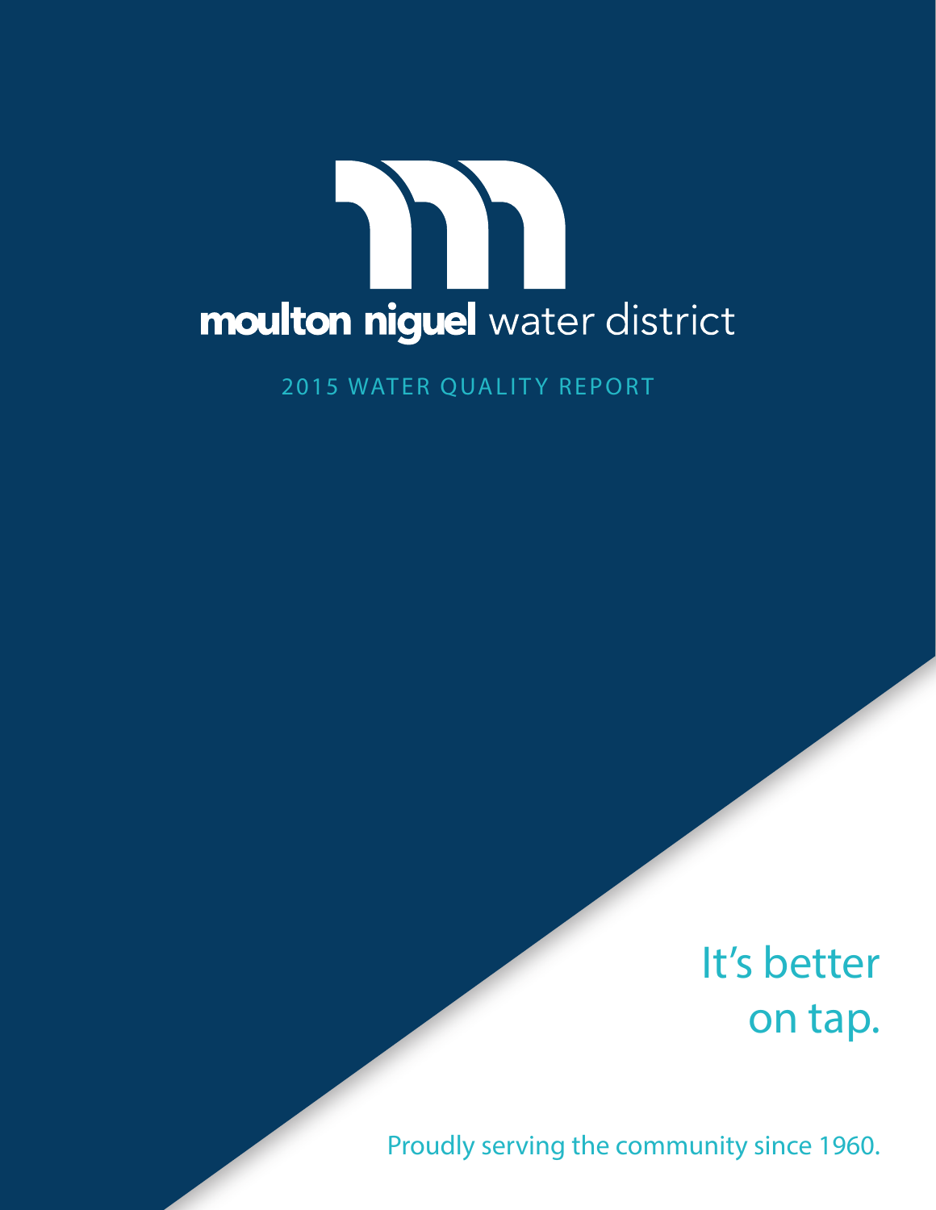# moulton niguel water district

## 2015 WATER QUALITY REPORT

It's better on tap.

Proudly serving the community since 1960.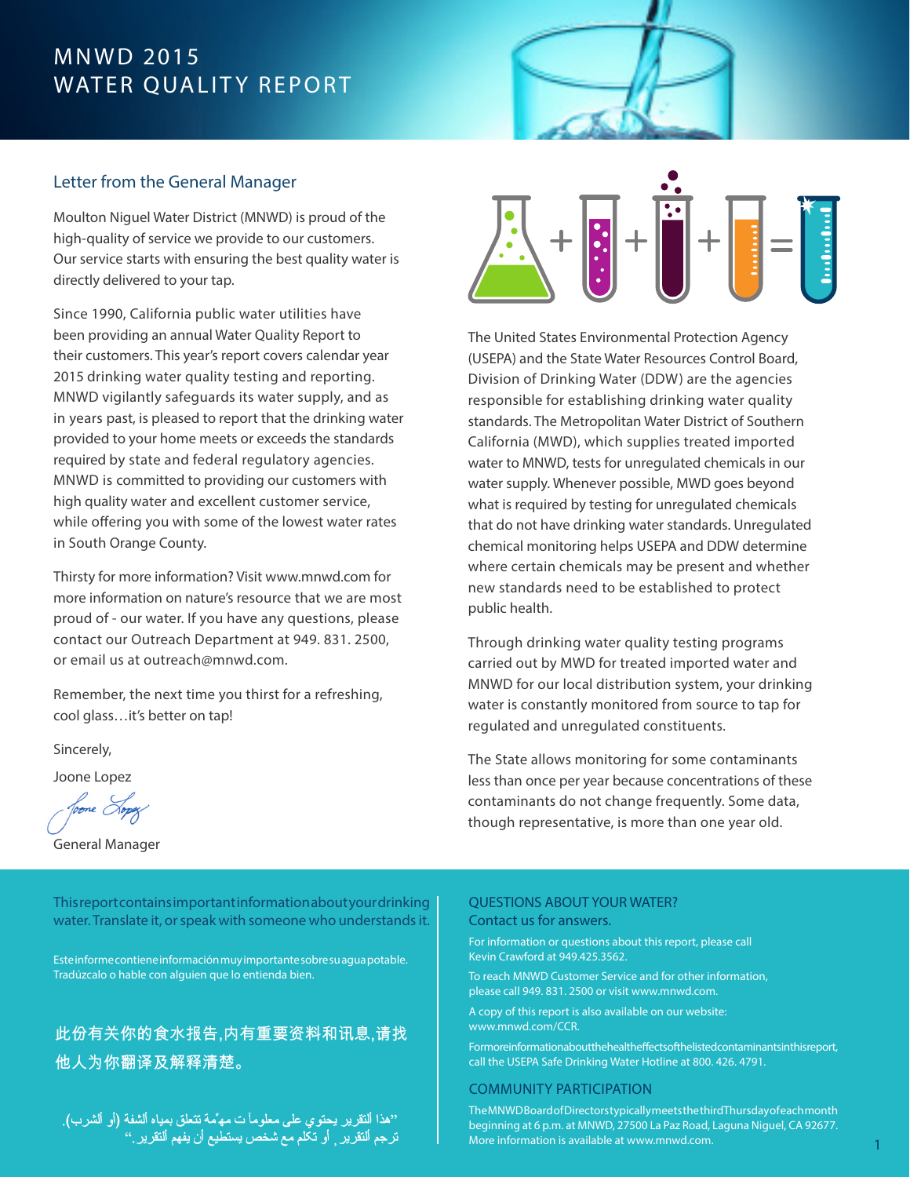# MNWD 2015 WATER QUALITY REPORT

## Letter from the General Manager

Moulton Niguel Water District (MNWD) is proud of the high-quality of service we provide to our customers. Our service starts with ensuring the best quality water is directly delivered to your tap.

Since 1990, California public water utilities have been providing an annual Water Quality Report to their customers. This year's report covers calendar year 2015 drinking water quality testing and reporting. MNWD vigilantly safeguards its water supply, and as in years past, is pleased to report that the drinking water provided to your home meets or exceeds the standards required by state and federal regulatory agencies. MNWD is committed to providing our customers with high quality water and excellent customer service, while offering you with some of the lowest water rates in South Orange County.

Thirsty for more information? Visit www.mnwd.com for more information on nature's resource that we are most proud of - our water. If you have any questions, please contact our Outreach Department at 949. 831. 2500, or email us at outreach@mnwd.com.

Remember, the next time you thirst for a refreshing, cool glass…it's better on tap!

Sincerely,

Joone Lopez

General Manager

The United States Environmental Protection Agency (USEPA) and the State Water Resources Control Board, Division of Drinking Water (DDW) are the agencies responsible for establishing drinking water quality standards. The Metropolitan Water District of Southern California (MWD), which supplies treated imported water to MNWD, tests for unregulated chemicals in our water supply. Whenever possible, MWD goes beyond what is required by testing for unregulated chemicals that do not have drinking water standards. Unregulated chemical monitoring helps USEPA and DDW determine where certain chemicals may be present and whether new standards need to be established to protect public health.

Through drinking water quality testing programs carried out by MWD for treated imported water and MNWD for our local distribution system, your drinking water is constantly monitored from source to tap for regulated and unregulated constituents.

The State allows monitoring for some contaminants less than once per year because concentrations of these contaminants do not change frequently. Some data, though representative, is more than one year old.

This report contains important information about your drinking water. Translate it, or speak with someone who understands it.

Este informe contiene información muy importante sobre su agua potable. Tradúzcalo o hable con alguien que lo entienda bien.

此份有关你的食水报告,内有重要资料和讯息,请找他人为你翻译及解释清楚。

"هذا التقرير يحتوي على معلومات مهمّة تتعلق بمياه الشفة (أو الشرب). ترجم التقرير, أو تكلم مع شخص يستطيع أن يفهم التقرير."

### QUESTIONS ABOUT YOUR WATER? Contact us for answers.

For information or questions about this report, please call Kevin Crawford at 949.425.3562.

To reach MNWD Customer Service and for other information, please call 949. 831. 2500 or visit www.mnwd.com.

A copy of this report is also available on our website: www.mnwd.com/CCR.

For more information about the health effects of the listed contaminants in this report, call the USEPA Safe Drinking Water Hotline at 800. 426. 4791.

### COMMUNITY PARTICIPATION

The MNWD Board of Directors typically meets the third Thursday of each month beginning at 6 p.m. at MNWD, 27500 La Paz Road, Laguna Niguel, CA 92677. More information is available at www.mnwd.com.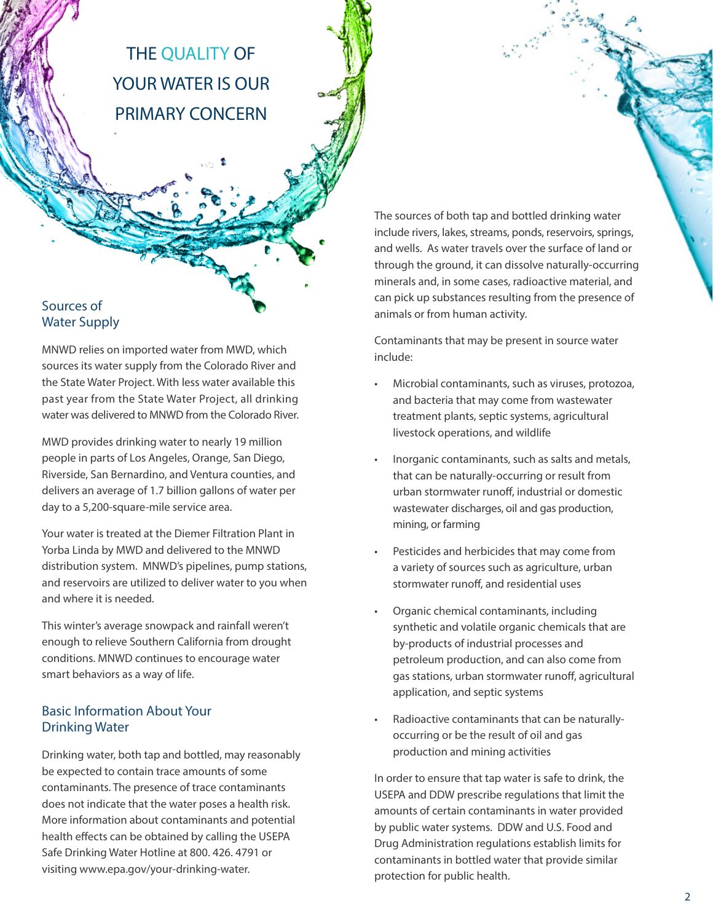# THE QUALITY OF YOUR WATER IS OUR PRIMARY CONCERN

## Sources of Water Supply

MNWD relies on imported water from MWD, which sources its water supply from the Colorado River and the State Water Project. With less water available this past year from the State Water Project, all drinking water was delivered to MNWD from the Colorado River.

MWD provides drinking water to nearly 19 million people in parts of Los Angeles, Orange, San Diego, Riverside, San Bernardino, and Ventura counties, and delivers an average of 1.7 billion gallons of water per day to a 5,200-square-mile service area.

Your water is treated at the Diemer Filtration Plant in Yorba Linda by MWD and delivered to the MNWD distribution system. MNWD's pipelines, pump stations, and reservoirs are utilized to deliver water to you when and where it is needed.

This winter's average snowpack and rainfall weren't enough to relieve Southern California from drought conditions. MNWD continues to encourage water smart behaviors as a way of life.

## Basic Information About Your Drinking Water

Drinking water, both tap and bottled, may reasonably be expected to contain trace amounts of some contaminants. The presence of trace contaminants does not indicate that the water poses a health risk. More information about contaminants and potential health effects can be obtained by calling the USEPA Safe Drinking Water Hotline at 800. 426. 4791 or visiting www.epa.gov/your-drinking-water.

The sources of both tap and bottled drinking water include rivers, lakes, streams, ponds, reservoirs, springs, and wells. As water travels over the surface of land or through the ground, it can dissolve naturally-occurring minerals and, in some cases, radioactive material, and can pick up substances resulting from the presence of animals or from human activity.

Contaminants that may be present in source water include:

- Microbial contaminants, such as viruses, protozoa, and bacteria that may come from wastewater treatment plants, septic systems, agricultural livestock operations, and wildlife
- Inorganic contaminants, such as salts and metals, that can be naturally-occurring or result from urban stormwater runoff, industrial or domestic wastewater discharges, oil and gas production, mining, or farming
- Pesticides and herbicides that may come from a variety of sources such as agriculture, urban stormwater runoff, and residential uses
- Organic chemical contaminants, including synthetic and volatile organic chemicals that are by-products of industrial processes and petroleum production, and can also come from gas stations, urban stormwater runoff, agricultural application, and septic systems
- Radioactive contaminants that can be naturally-occurring or be the result of oil and gas production and mining activities

In order to ensure that tap water is safe to drink, the USEPA and DDW prescribe regulations that limit the amounts of certain contaminants in water provided by public water systems. DDW and U.S. Food and Drug Administration regulations establish limits for contaminants in bottled water that provide similar protection for public health.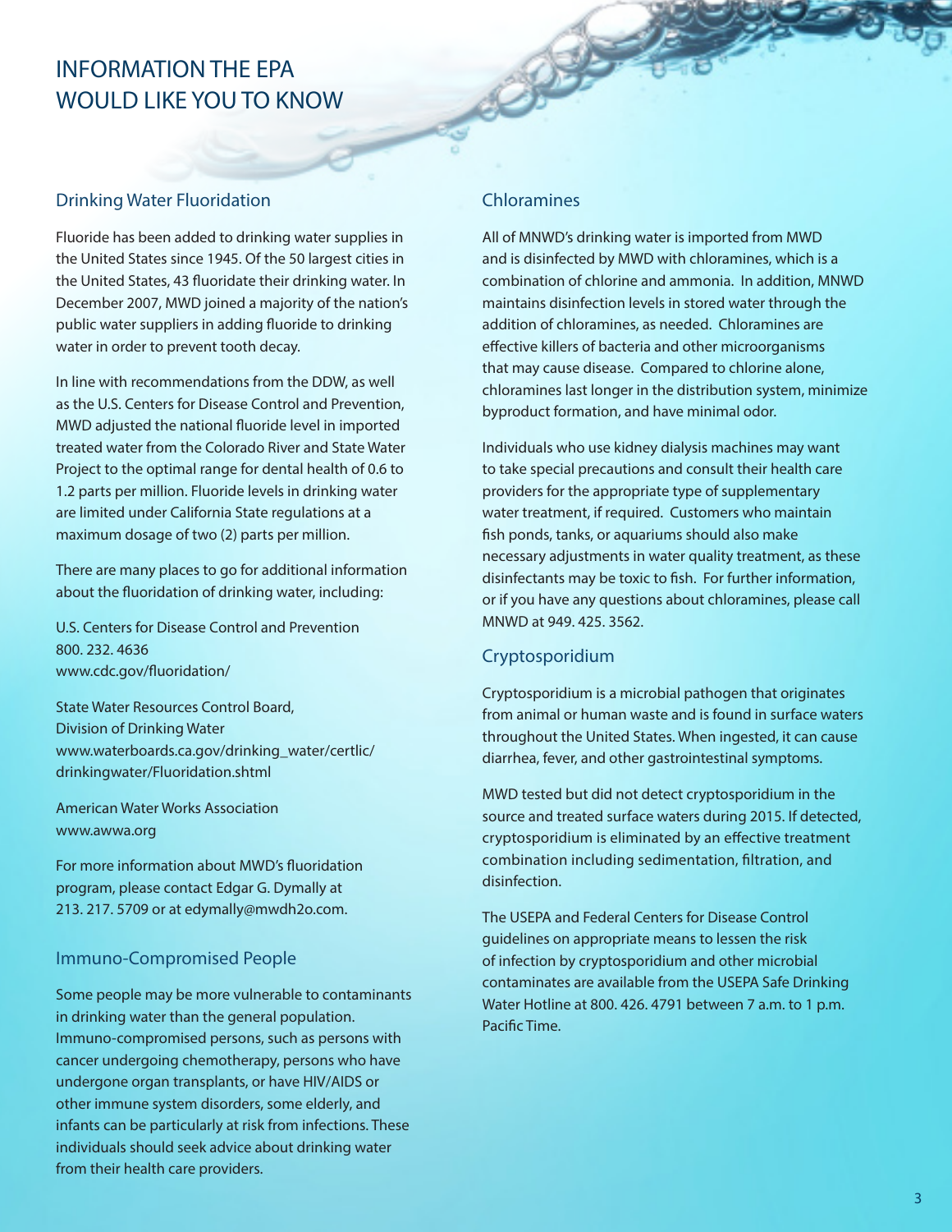# INFORMATION THE EPA WOULD LIKE YOU TO KNOW

## Drinking Water Fluoridation

Fluoride has been added to drinking water supplies in the United States since 1945. Of the 50 largest cities in the United States, 43 fluoridate their drinking water. In December 2007, MWD joined a majority of the nation's public water suppliers in adding fluoride to drinking water in order to prevent tooth decay.

In line with recommendations from the DDW, as well as the U.S. Centers for Disease Control and Prevention, MWD adjusted the national fluoride level in imported treated water from the Colorado River and State Water Project to the optimal range for dental health of 0.6 to 1.2 parts per million. Fluoride levels in drinking water are limited under California State regulations at a maximum dosage of two (2) parts per million.

There are many places to go for additional information about the fluoridation of drinking water, including:

U.S. Centers for Disease Control and Prevention
800. 232. 4636
www.cdc.gov/fluoridation/

State Water Resources Control Board,
Division of Drinking Water
www.waterboards.ca.gov/drinking_water/certlic/drinkingwater/Fluoridation.shtml

American Water Works Association
www.awwa.org

For more information about MWD's fluoridation program, please contact Edgar G. Dymally at 213. 217. 5709 or at edymally@mwdh2o.com.

## Immuno-Compromised People

Some people may be more vulnerable to contaminants in drinking water than the general population. Immuno-compromised persons, such as persons with cancer undergoing chemotherapy, persons who have undergone organ transplants, or have HIV/AIDS or other immune system disorders, some elderly, and infants can be particularly at risk from infections. These individuals should seek advice about drinking water from their health care providers.

## Chloramines

All of MNWD's drinking water is imported from MWD and is disinfected by MWD with chloramines, which is a combination of chlorine and ammonia. In addition, MNWD maintains disinfection levels in stored water through the addition of chloramines, as needed. Chloramines are effective killers of bacteria and other microorganisms that may cause disease. Compared to chlorine alone, chloramines last longer in the distribution system, minimize byproduct formation, and have minimal odor.

Individuals who use kidney dialysis machines may want to take special precautions and consult their health care providers for the appropriate type of supplementary water treatment, if required. Customers who maintain fish ponds, tanks, or aquariums should also make necessary adjustments in water quality treatment, as these disinfectants may be toxic to fish. For further information, or if you have any questions about chloramines, please call MNWD at 949. 425. 3562.

## Cryptosporidium

Cryptosporidium is a microbial pathogen that originates from animal or human waste and is found in surface waters throughout the United States. When ingested, it can cause diarrhea, fever, and other gastrointestinal symptoms.

MWD tested but did not detect cryptosporidium in the source and treated surface waters during 2015. If detected, cryptosporidium is eliminated by an effective treatment combination including sedimentation, filtration, and disinfection.

The USEPA and Federal Centers for Disease Control guidelines on appropriate means to lessen the risk of infection by cryptosporidium and other microbial contaminates are available from the USEPA Safe Drinking Water Hotline at 800. 426. 4791 between 7 a.m. to 1 p.m. Pacific Time.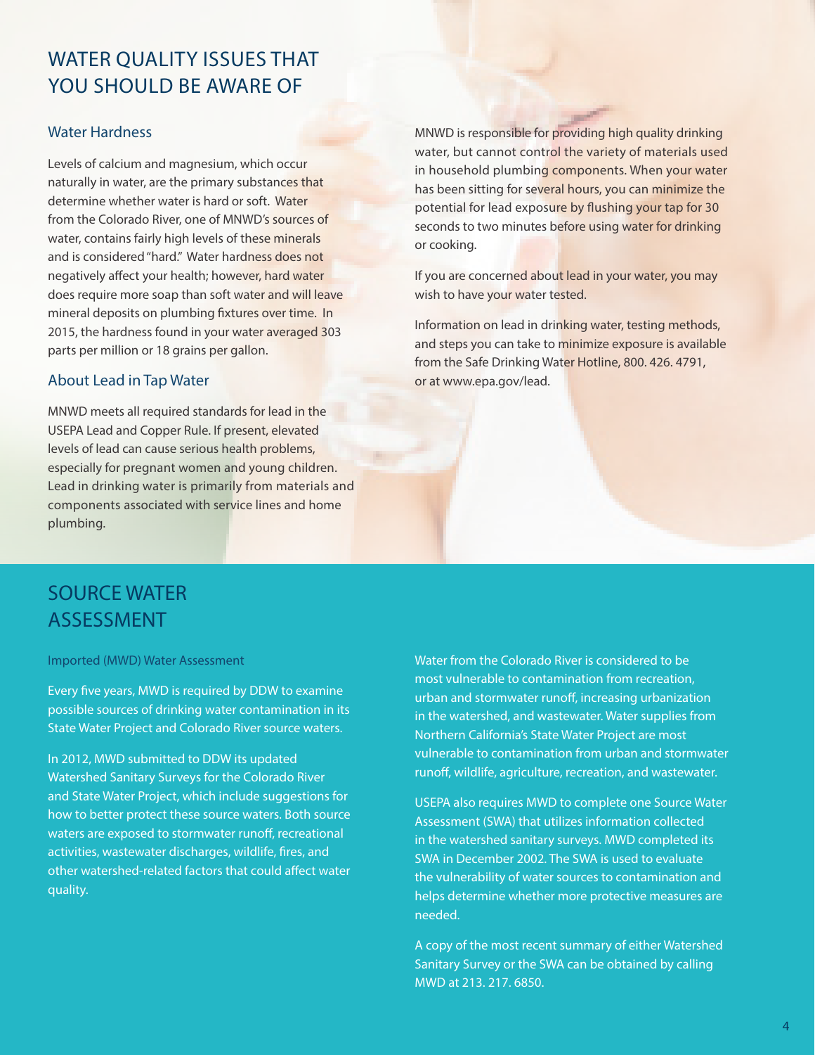# WATER QUALITY ISSUES THAT YOU SHOULD BE AWARE OF

## Water Hardness

Levels of calcium and magnesium, which occur naturally in water, are the primary substances that determine whether water is hard or soft. Water from the Colorado River, one of MNWD's sources of water, contains fairly high levels of these minerals and is considered "hard." Water hardness does not negatively affect your health; however, hard water does require more soap than soft water and will leave mineral deposits on plumbing fixtures over time. In 2015, the hardness found in your water averaged 303 parts per million or 18 grains per gallon.

## About Lead in Tap Water

MNWD meets all required standards for lead in the USEPA Lead and Copper Rule. If present, elevated levels of lead can cause serious health problems, especially for pregnant women and young children. Lead in drinking water is primarily from materials and components associated with service lines and home plumbing.

MNWD is responsible for providing high quality drinking water, but cannot control the variety of materials used in household plumbing components. When your water has been sitting for several hours, you can minimize the potential for lead exposure by flushing your tap for 30 seconds to two minutes before using water for drinking or cooking.

If you are concerned about lead in your water, you may wish to have your water tested.

Information on lead in drinking water, testing methods, and steps you can take to minimize exposure is available from the Safe Drinking Water Hotline, 800. 426. 4791, or at www.epa.gov/lead.

# SOURCE WATER ASSESSMENT

## Imported (MWD) Water Assessment

Every five years, MWD is required by DDW to examine possible sources of drinking water contamination in its State Water Project and Colorado River source waters.

In 2012, MWD submitted to DDW its updated Watershed Sanitary Surveys for the Colorado River and State Water Project, which include suggestions for how to better protect these source waters. Both source waters are exposed to stormwater runoff, recreational activities, wastewater discharges, wildlife, fires, and other watershed-related factors that could affect water quality.

Water from the Colorado River is considered to be most vulnerable to contamination from recreation, urban and stormwater runoff, increasing urbanization in the watershed, and wastewater. Water supplies from Northern California's State Water Project are most vulnerable to contamination from urban and stormwater runoff, wildlife, agriculture, recreation, and wastewater.

USEPA also requires MWD to complete one Source Water Assessment (SWA) that utilizes information collected in the watershed sanitary surveys. MWD completed its SWA in December 2002. The SWA is used to evaluate the vulnerability of water sources to contamination and helps determine whether more protective measures are needed.

A copy of the most recent summary of either Watershed Sanitary Survey or the SWA can be obtained by calling MWD at 213. 217. 6850.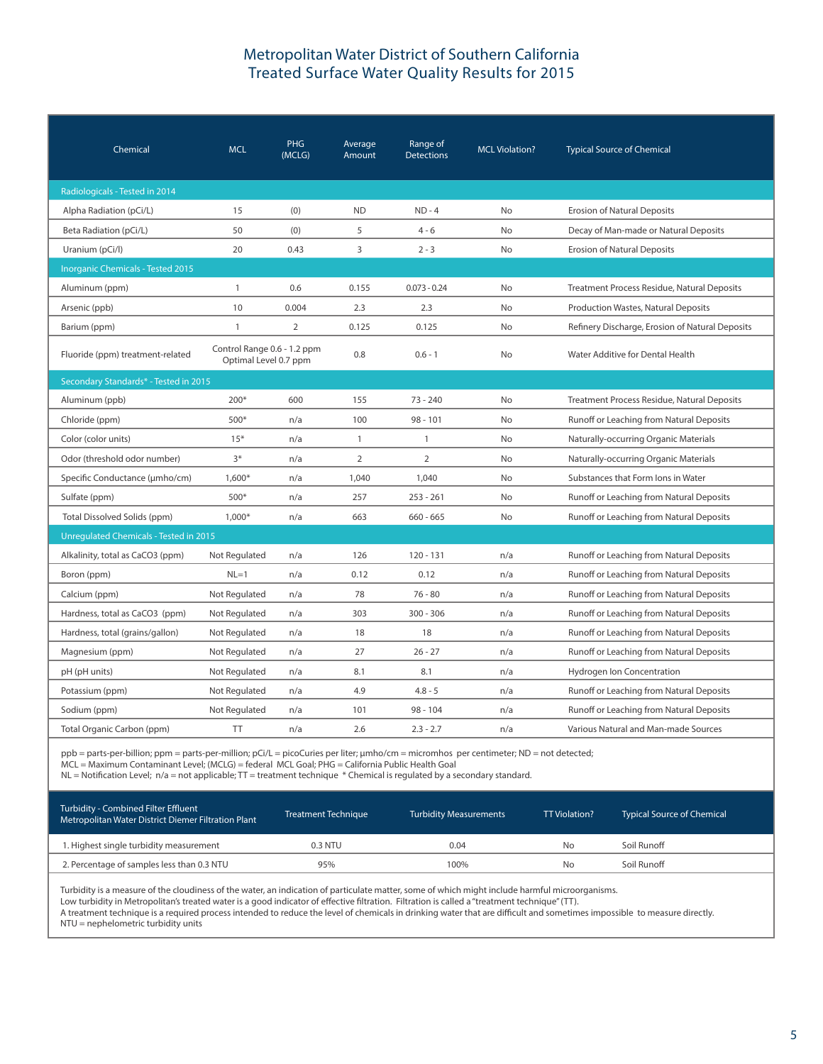# Metropolitan Water District of Southern California
## Treated Surface Water Quality Results for 2015

| Chemical | MCL | PHG (MCLG) | Average Amount | Range of Detections | MCL Violation? | Typical Source of Chemical |
|---|---|---|---|---|---|---|
| **Radiologicals - Tested in 2014** | | | | | | |
| Alpha Radiation (pCi/L) | 15 | (0) | ND | ND - 4 | No | Erosion of Natural Deposits |
| Beta Radiation (pCi/L) | 50 | (0) | 5 | 4 - 6 | No | Decay of Man-made or Natural Deposits |
| Uranium (pCi/l) | 20 | 0.43 | 3 | 2 - 3 | No | Erosion of Natural Deposits |
| **Inorganic Chemicals - Tested 2015** | | | | | | |
| Aluminum (ppm) | 1 | 0.6 | 0.155 | 0.073 - 0.24 | No | Treatment Process Residue, Natural Deposits |
| Arsenic (ppb) | 10 | 0.004 | 2.3 | 2.3 | No | Production Wastes, Natural Deposits |
| Barium (ppm) | 1 | 2 | 0.125 | 0.125 | No | Refinery Discharge, Erosion of Natural Deposits |
| Fluoride (ppm) treatment-related | Control Range 0.6 - 1.2 ppm Optimal Level 0.7 ppm | | 0.8 | 0.6 - 1 | No | Water Additive for Dental Health |
| **Secondary Standards* - Tested in 2015** | | | | | | |
| Aluminum (ppb) | 200* | 600 | 155 | 73 - 240 | No | Treatment Process Residue, Natural Deposits |
| Chloride (ppm) | 500* | n/a | 100 | 98 - 101 | No | Runoff or Leaching from Natural Deposits |
| Color (color units) | 15* | n/a | 1 | 1 | No | Naturally-occurring Organic Materials |
| Odor (threshold odor number) | 3* | n/a | 2 | 2 | No | Naturally-occurring Organic Materials |
| Specific Conductance (μmho/cm) | 1,600* | n/a | 1,040 | 1,040 | No | Substances that Form Ions in Water |
| Sulfate (ppm) | 500* | n/a | 257 | 253 - 261 | No | Runoff or Leaching from Natural Deposits |
| Total Dissolved Solids (ppm) | 1,000* | n/a | 663 | 660 - 665 | No | Runoff or Leaching from Natural Deposits |
| **Unregulated Chemicals - Tested in 2015** | | | | | | |
| Alkalinity, total as $CaCO_3$ (ppm) | Not Regulated | n/a | 126 | 120 - 131 | n/a | Runoff or Leaching from Natural Deposits |
| Boron (ppm) | NL=1 | n/a | 0.12 | 0.12 | n/a | Runoff or Leaching from Natural Deposits |
| Calcium (ppm) | Not Regulated | n/a | 78 | 76 - 80 | n/a | Runoff or Leaching from Natural Deposits |
| Hardness, total as $CaCO_3$ (ppm) | Not Regulated | n/a | 303 | 300 - 306 | n/a | Runoff or Leaching from Natural Deposits |
| Hardness, total (grains/gallon) | Not Regulated | n/a | 18 | 18 | n/a | Runoff or Leaching from Natural Deposits |
| Magnesium (ppm) | Not Regulated | n/a | 27 | 26 - 27 | n/a | Runoff or Leaching from Natural Deposits |
| pH (pH units) | Not Regulated | n/a | 8.1 | 8.1 | n/a | Hydrogen Ion Concentration |
| Potassium (ppm) | Not Regulated | n/a | 4.9 | 4.8 - 5 | n/a | Runoff or Leaching from Natural Deposits |
| Sodium (ppm) | Not Regulated | n/a | 101 | 98 - 104 | n/a | Runoff or Leaching from Natural Deposits |
| Total Organic Carbon (ppm) | TT | n/a | 2.6 | 2.3 - 2.7 | n/a | Various Natural and Man-made Sources |

ppb = parts-per-billion; ppm = parts-per-million; pCi/L = picoCuries per liter; μmho/cm = micromhos per centimeter; ND = not detected;
MCL = Maximum Contaminant Level; (MCLG) = federal MCL Goal; PHG = California Public Health Goal
NL = Notification Level; n/a = not applicable; TT = treatment technique * Chemical is regulated by a secondary standard.

| Turbidity - Combined Filter Effluent Metropolitan Water District Diemer Filtration Plant | Treatment Technique | Turbidity Measurements | TT Violation? | Typical Source of Chemical |
|---|---|---|---|---|
| 1. Highest single turbidity measurement | 0.3 NTU | 0.04 | No | Soil Runoff |
| 2. Percentage of samples less than 0.3 NTU | 95% | 100% | No | Soil Runoff |

Turbidity is a measure of the cloudiness of the water, an indication of particulate matter, some of which might include harmful microorganisms.
Low turbidity in Metropolitan's treated water is a good indicator of effective filtration. Filtration is called a "treatment technique" (TT).
A treatment technique is a required process intended to reduce the level of chemicals in drinking water that are difficult and sometimes impossible to measure directly.
NTU = nephelometric turbidity units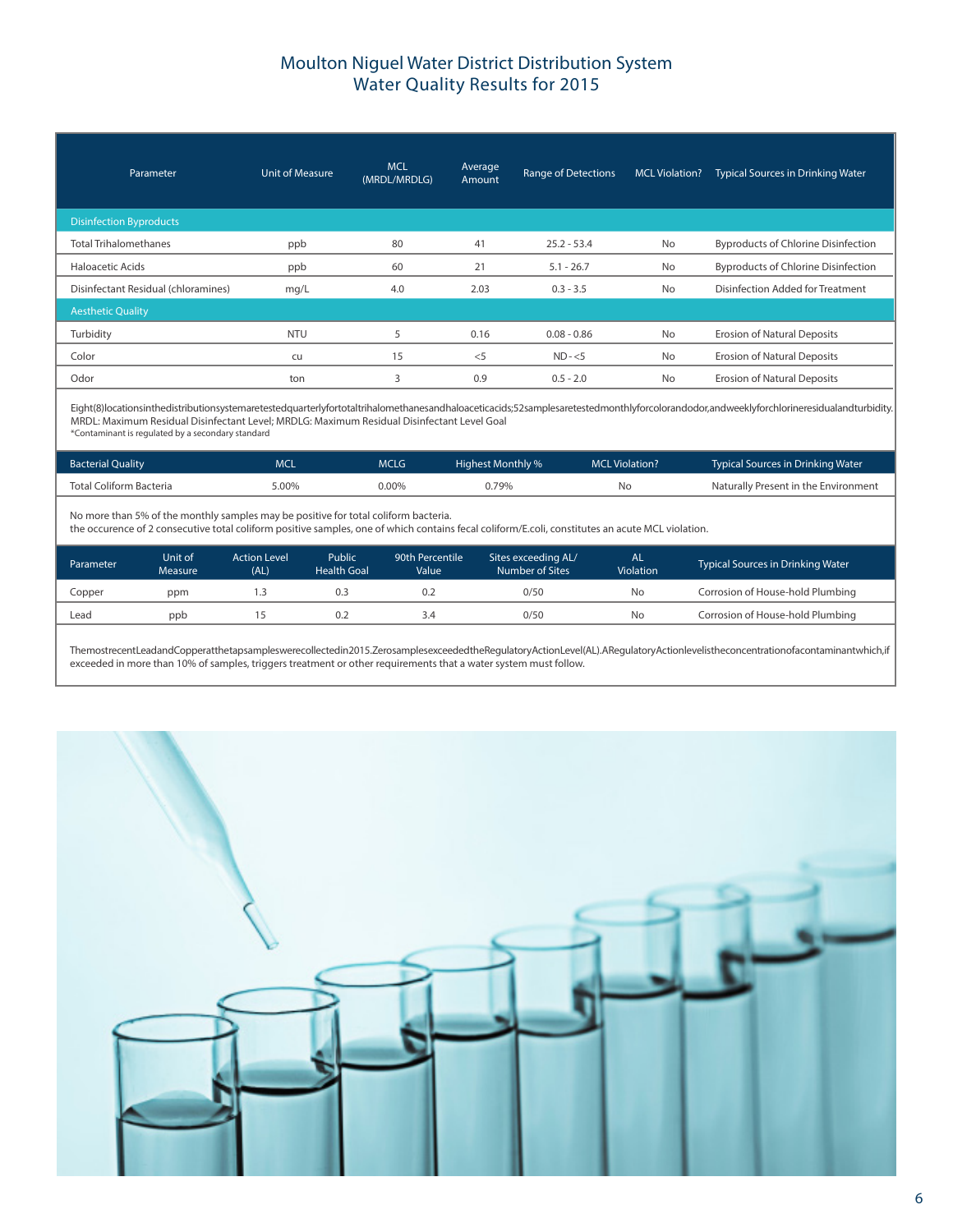# Moulton Niguel Water District Distribution System
## Water Quality Results for 2015

| Parameter | Unit of Measure | MCL (MRDL/MRDLG) | Average Amount | Range of Detections | MCL Violation? | Typical Sources in Drinking Water |
|---|---|---|---|---|---|---|
| **Disinfection Byproducts** | | | | | | |
| Total Trihalomethanes | ppb | 80 | 41 | 25.2 - 53.4 | No | Byproducts of Chlorine Disinfection |
| Haloacetic Acids | ppb | 60 | 21 | 5.1 - 26.7 | No | Byproducts of Chlorine Disinfection |
| Disinfectant Residual (chloramines) | mg/L | 4.0 | 2.03 | 0.3 - 3.5 | No | Disinfection Added for Treatment |
| **Aesthetic Quality** | | | | | | |
| Turbidity | NTU | 5 | 0.16 | 0.08 - 0.86 | No | Erosion of Natural Deposits |
| Color | cu | 15 | <5 | ND - <5 | No | Erosion of Natural Deposits |
| Odor | ton | 3 | 0.9 | 0.5 - 2.0 | No | Erosion of Natural Deposits |

Eight (8) locations in the distribution system are tested quarterly for total trihalomethanes and haloacetic acids; 52 samples are tested monthly for color and odor, and weekly for chlorine residual and turbidity.
MRDL: Maximum Residual Disinfectant Level; MRDLG: Maximum Residual Disinfectant Level Goal
*Contaminant is regulated by a secondary standard

| Bacterial Quality | MCL | MCLG | Highest Monthly % | MCL Violation? | Typical Sources in Drinking Water |
|---|---|---|---|---|---|
| Total Coliform Bacteria | 5.00% | 0.00% | 0.79% | No | Naturally Present in the Environment |

No more than 5% of the monthly samples may be positive for total coliform bacteria.
the occurence of 2 consecutive total coliform positive samples, one of which contains fecal coliform/E.coli, constitutes an acute MCL violation.

| Parameter | Unit of Measure | Action Level (AL) | Public Health Goal | 90th Percentile Value | Sites exceeding AL/ Number of Sites | AL Violation | Typical Sources in Drinking Water |
|---|---|---|---|---|---|---|---|
| Copper | ppm | 1.3 | 0.3 | 0.2 | 0/50 | No | Corrosion of House-hold Plumbing |
| Lead | ppb | 15 | 0.2 | 3.4 | 0/50 | No | Corrosion of House-hold Plumbing |

The most recent Lead and Copper at the tap samples were collected in 2015. Zero samples exceeded the Regulatory Action Level (AL). A Regulatory Action level is the concentration of a contaminant which, if exceeded in more than 10% of samples, triggers treatment or other requirements that a water system must follow.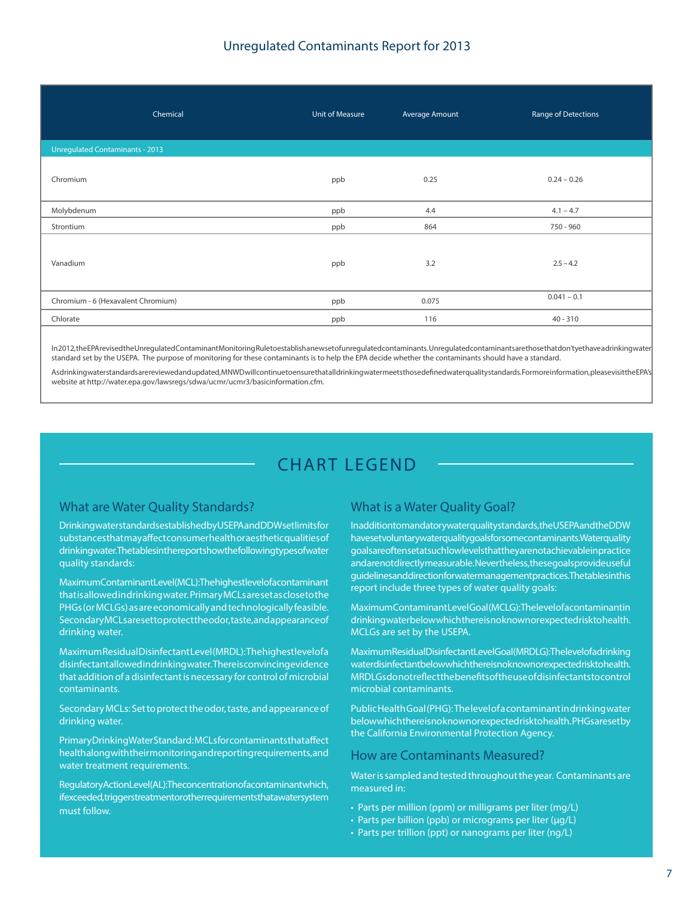# Unregulated Contaminants Report for 2013

| Chemical | Unit of Measure | Average Amount | Range of Detections |
|---|---|---|---|
| Unregulated Contaminants - 2013 | | | |
| Chromium | ppb | 0.25 | 0.24 – 0.26 |
| Molybdenum | ppb | 4.4 | 4.1 – 4.7 |
| Strontium | ppb | 864 | 750 - 960 |
| Vanadium | ppb | 3.2 | 2.5 – 4.2 |
| Chromium - 6 (Hexavalent Chromium) | ppb | 0.075 | 0.041 – 0.1 |
| Chlorate | ppb | 116 | 40 - 310 |

In 2012, the EPA revised the Unregulated Contaminant Monitoring Rule to establish a new set of unregulated contaminants. Unregulated contaminants are those that don't yet have a drinking water standard set by the USEPA. The purpose of monitoring for these contaminants is to help the EPA decide whether the contaminants should have a standard.

As drinking water standards are reviewed and updated, MNWD will continue to ensure that all drinking water meets those defined water quality standards. For more information, please visit the EPA's website at http://water.epa.gov/lawsregs/sdwa/ucmr/ucmr3/basicinformation.cfm.

## CHART LEGEND

### What are Water Quality Standards?

Drinking water standards established by USEPA and DDW set limits for substances that may affect consumer health or aesthetic qualities of drinking water. The tables in the reports show the following types of water quality standards:

Maximum Contaminant Level (MCL): The highest level of a contaminant that is allowed in drinking water. Primary MCLs are set as close to the PHGs (or MCLGs) as are economically and technologically feasible. Secondary MCLs are set to protect the odor, taste, and appearance of drinking water.

Maximum Residual Disinfectant Level (MRDL): The highest level of a disinfectant allowed in drinking water. There is convincing evidence that addition of a disinfectant is necessary for control of microbial contaminants.

Secondary MCLs: Set to protect the odor, taste, and appearance of drinking water.

Primary Drinking Water Standard: MCLs for contaminants that affect health along with their monitoring and reporting requirements, and water treatment requirements.

Regulatory Action Level (AL): The concentration of a contaminant which, if exceeded, triggers treatment or other requirements that a water system must follow.

### What is a Water Quality Goal?

In addition to mandatory water quality standards, the USEPA and the DDW have set voluntary water quality goals for some contaminants. Water quality goals are often set at such low levels that they are not achievable in practice and are not directly measurable. Nevertheless, these goals provide useful guidelines and direction for water management practices. The tables in this report include three types of water quality goals:

Maximum Contaminant Level Goal (MCLG): The level of a contaminant in drinking water below which there is no known or expected risk to health. MCLGs are set by the USEPA.

Maximum Residual Disinfectant Level Goal (MRDLG): The level of a drinking water disinfectant below which there is no known or expected risk to health. MRDLGs do not reflect the benefits of the use of disinfectants to control microbial contaminants.

Public Health Goal (PHG): The level of a contaminant in drinking water below which there is no known or expected risk to health. PHGs are set by the California Environmental Protection Agency.

### How are Contaminants Measured?

Water is sampled and tested throughout the year. Contaminants are measured in:

- Parts per million (ppm) or milligrams per liter (mg/L)
- Parts per billion (ppb) or micrograms per liter (µg/L)
- Parts per trillion (ppt) or nanograms per liter (ng/L)